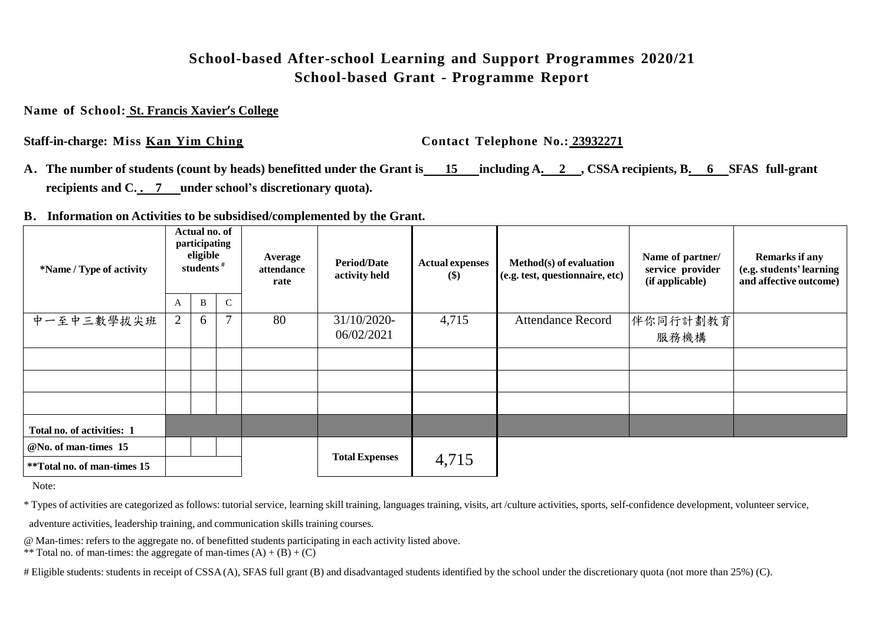# School-based After-school Learning and Support Programmes 2020/21
## School-based Grant - Programme Report

**Name of School:** St. Francis Xavier's College

**Staff-in-charge:** Miss Kan Yim Ching **Contact Telephone No.:** 23932271

**A. The number of students (count by heads) benefitted under the Grant is 15 including A. 2 , CSSA recipients, B. 6 SFAS full-grant recipients and C. . 7 under school's discretionary quota).**

**B. Information on Activities to be subsidised/complemented by the Grant.**

| *Name / Type of activity | Actual no. of participating eligible students # | | | Average attendance rate | Period/Date activity held | Actual expenses ($) | Method(s) of evaluation (e.g. test, questionnaire, etc) | Name of partner/ service provider (if applicable) | Remarks if any (e.g. students' learning and affective outcome) |
|---|---|---|---|---|---|---|---|---|---|
| | A | B | C | | | | | | |
| 中一至中三數學拔尖班 | 2 | 6 | 7 | 80 | 31/10/2020-06/02/2021 | 4,715 | Attendance Record | 伴你同行計劃教育服務機構 | |
| | | | | | | | | | |
| | | | | | | | | | |
| | | | | | | | | | |
| Total no. of activities: 1 | | | | | | | | | |
| @No. of man-times 15 | | | | | Total Expenses | 4,715 | | | |
| **Total no. of man-times 15 | | | | | | | | | |

Note:

* Types of activities are categorized as follows: tutorial service, learning skill training, languages training, visits, art /culture activities, sports, self-confidence development, volunteer service, adventure activities, leadership training, and communication skills training courses.

@ Man-times: refers to the aggregate no. of benefitted students participating in each activity listed above.

** Total no. of man-times: the aggregate of man-times (A) + (B) + (C)

# Eligible students: students in receipt of CSSA (A), SFAS full grant (B) and disadvantaged students identified by the school under the discretionary quota (not more than 25%) (C).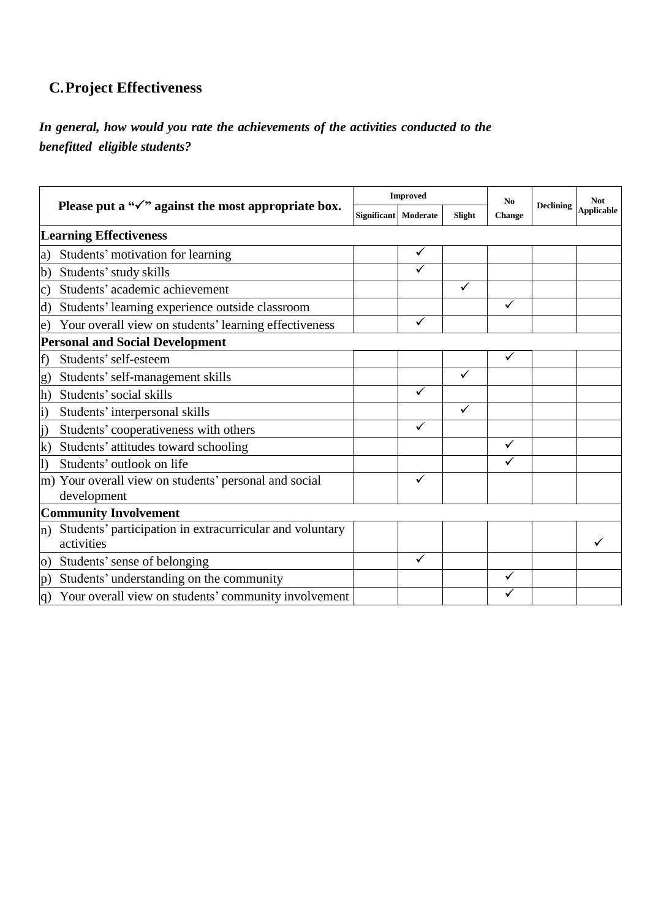## C. Project Effectiveness

***In general, how would you rate the achievements of the activities conducted to the benefitted eligible students?***

| Please put a "✓" against the most appropriate box. | Improved | | | No Change | Declining | Not Applicable |
|---|---|---|---|---|---|---|
| | Significant | Moderate | Slight | | | |
| **Learning Effectiveness** | | | | | | |
| a) Students' motivation for learning | | ✓ | | | | |
| b) Students' study skills | | ✓ | | | | |
| c) Students' academic achievement | | | ✓ | | | |
| d) Students' learning experience outside classroom | | | | ✓ | | |
| e) Your overall view on students' learning effectiveness | | ✓ | | | | |
| **Personal and Social Development** | | | | | | |
| f) Students' self-esteem | | | | ✓ | | |
| g) Students' self-management skills | | | ✓ | | | |
| h) Students' social skills | | ✓ | | | | |
| i) Students' interpersonal skills | | | ✓ | | | |
| j) Students' cooperativeness with others | | ✓ | | | | |
| k) Students' attitudes toward schooling | | | | ✓ | | |
| l) Students' outlook on life | | | | ✓ | | |
| m) Your overall view on students' personal and social development | | ✓ | | | | |
| **Community Involvement** | | | | | | |
| n) Students' participation in extracurricular and voluntary activities | | | | | | ✓ |
| o) Students' sense of belonging | | ✓ | | | | |
| p) Students' understanding on the community | | | | ✓ | | |
| q) Your overall view on students' community involvement | | | | ✓ | | |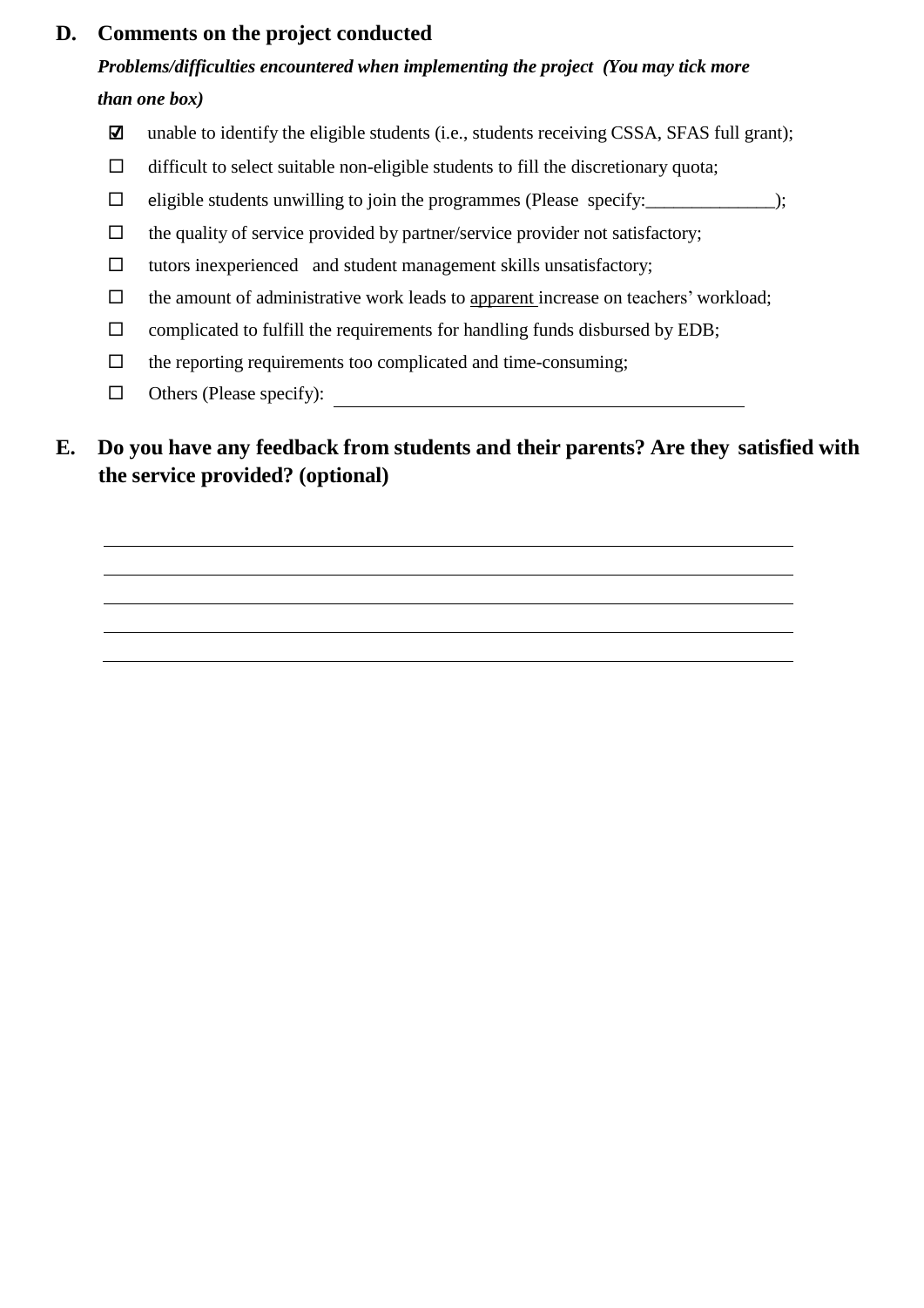## D. Comments on the project conducted

***Problems/difficulties encountered when implementing the project (You may tick more than one box)***

- ☑ unable to identify the eligible students (i.e., students receiving CSSA, SFAS full grant);
- ☐ difficult to select suitable non-eligible students to fill the discretionary quota;
- ☐ eligible students unwilling to join the programmes (Please specify:______________);
- ☐ the quality of service provided by partner/service provider not satisfactory;
- ☐ tutors inexperienced and student management skills unsatisfactory;
- ☐ the amount of administrative work leads to apparent increase on teachers' workload;
- ☐ complicated to fulfill the requirements for handling funds disbursed by EDB;
- ☐ the reporting requirements too complicated and time-consuming;
- ☐ Others (Please specify): ______________________________________________

## E. Do you have any feedback from students and their parents? Are they satisfied with the service provided? (optional)

______________________________________________________________________________

______________________________________________________________________________

______________________________________________________________________________

______________________________________________________________________________

______________________________________________________________________________